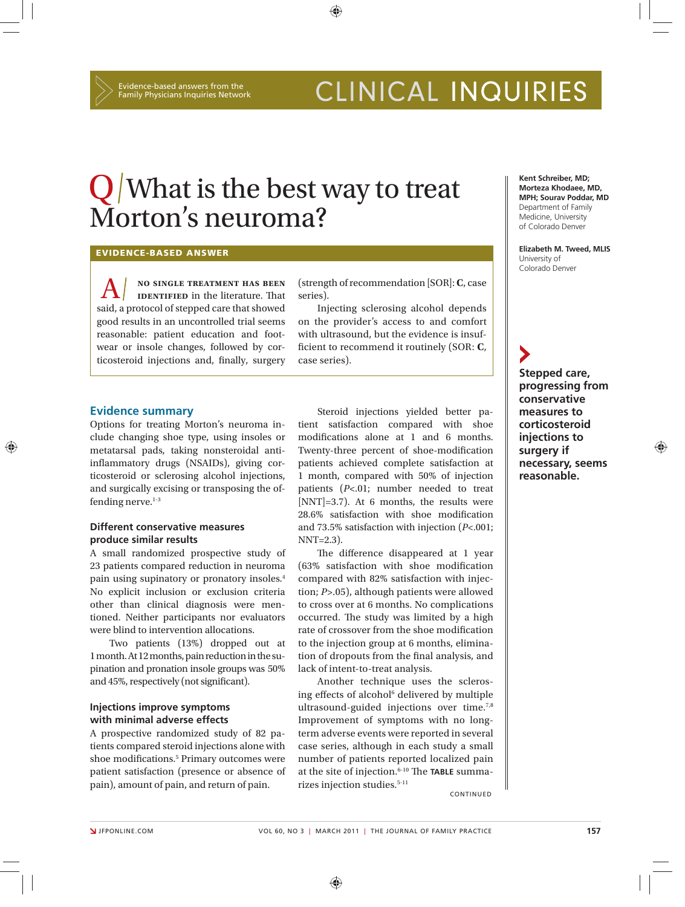CLINICAL INQUIRIES

Evidence-based answers from the Family Physicians Inquiries Network

# Q/ What is the best way to treat Morton's neuroma?

Kent Schreiber, MD; Morteza Khodaee, MD, MPH; Sourav Poddar, MD
Department of Family Medicine, University of Colorado Denver

Elizabeth M. Tweed, MLIS
University of Colorado Denver

## EVIDENCE-BASED ANSWER

**A/ NO SINGLE TREATMENT HAS BEEN IDENTIFIED** in the literature. That said, a protocol of stepped care that showed good results in an uncontrolled trial seems reasonable: patient education and footwear or insole changes, followed by corticosteroid injections and, finally, surgery (strength of recommendation [SOR]: **C**, case series).

Injecting sclerosing alcohol depends on the provider's access to and comfort with ultrasound, but the evidence is insufficient to recommend it routinely (SOR: **C**, case series).

## Evidence summary

Options for treating Morton's neuroma include changing shoe type, using insoles or metatarsal pads, taking nonsteroidal anti-inflammatory drugs (NSAIDs), giving corticosteroid or sclerosing alcohol injections, and surgically excising or transposing the offending nerve.[1-3]

### Different conservative measures produce similar results

A small randomized prospective study of 23 patients compared reduction in neuroma pain using supinatory or pronatory insoles.[4] No explicit inclusion or exclusion criteria other than clinical diagnosis were mentioned. Neither participants nor evaluators were blind to intervention allocations.

Two patients (13%) dropped out at 1 month. At 12 months, pain reduction in the supination and pronation insole groups was 50% and 45%, respectively (not significant).

### Injections improve symptoms with minimal adverse effects

A prospective randomized study of 82 patients compared steroid injections alone with shoe modifications.[5] Primary outcomes were patient satisfaction (presence or absence of pain), amount of pain, and return of pain.

Steroid injections yielded better patient satisfaction compared with shoe modifications alone at 1 and 6 months. Twenty-three percent of shoe-modification patients achieved complete satisfaction at 1 month, compared with 50% of injection patients ($P<.01$; number needed to treat [NNT]=3.7). At 6 months, the results were 28.6% satisfaction with shoe modification and 73.5% satisfaction with injection ($P<.001$; NNT=2.3).

The difference disappeared at 1 year (63% satisfaction with shoe modification compared with 82% satisfaction with injection; $P>.05$), although patients were allowed to cross over at 6 months. No complications occurred. The study was limited by a high rate of crossover from the shoe modification to the injection group at 6 months, elimination of dropouts from the final analysis, and lack of intent-to-treat analysis.

Another technique uses the sclerosing effects of alcohol[6] delivered by multiple ultrasound-guided injections over time.[7,8] Improvement of symptoms with no long-term adverse events were reported in several case series, although in each study a small number of patients reported localized pain at the site of injection.[6-10] The **TABLE** summarizes injection studies.[5-11]

**Stepped care, progressing from conservative measures to corticosteroid injections to surgery if necessary, seems reasonable.**

CONTINUED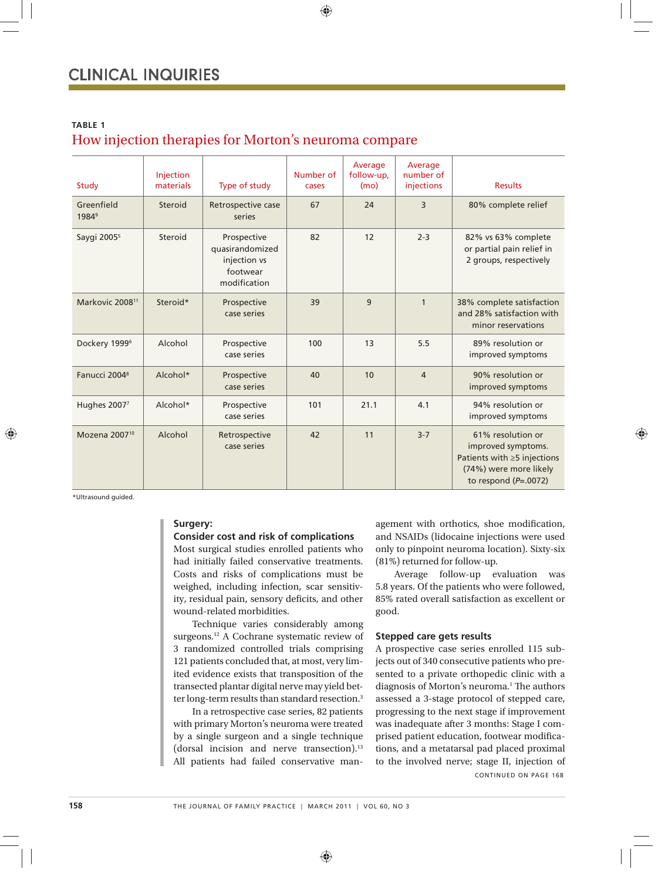**TABLE 1**

## How injection therapies for Morton's neuroma compare

| Study | Injection materials | Type of study | Number of cases | Average follow-up, (mo) | Average number of injections | Results |
|---|---|---|---|---|---|---|
| Greenfield 1984[9] | Steroid | Retrospective case series | 67 | 24 | 3 | 80% complete relief |
| Saygi 2005[5] | Steroid | Prospective quasirandomized injection vs footwear modification | 82 | 12 | 2-3 | 82% vs 63% complete or partial pain relief in 2 groups, respectively |
| Markovic 2008[11] | Steroid* | Prospective case series | 39 | 9 | 1 | 38% complete satisfaction and 28% satisfaction with minor reservations |
| Dockery 1999[6] | Alcohol | Prospective case series | 100 | 13 | 5.5 | 89% resolution or improved symptoms |
| Fanucci 2004[8] | Alcohol* | Prospective case series | 40 | 10 | 4 | 90% resolution or improved symptoms |
| Hughes 2007[7] | Alcohol* | Prospective case series | 101 | 21.1 | 4.1 | 94% resolution or improved symptoms |
| Mozena 2007[10] | Alcohol | Retrospective case series | 42 | 11 | 3-7 | 61% resolution or improved symptoms. Patients with ≥5 injections (74%) were more likely to respond ($P$=.0072) |

*Ultrasound guided.

### Surgery: Consider cost and risk of complications

Most surgical studies enrolled patients who had initially failed conservative treatments. Costs and risks of complications must be weighed, including infection, scar sensitivity, residual pain, sensory deficits, and other wound-related morbidities.

Technique varies considerably among surgeons.[12] A Cochrane systematic review of 3 randomized controlled trials comprising 121 patients concluded that, at most, very limited evidence exists that transposition of the transected plantar digital nerve may yield better long-term results than standard resection.[3]

In a retrospective case series, 82 patients with primary Morton's neuroma were treated by a single surgeon and a single technique (dorsal incision and nerve transection).[13] All patients had failed conservative management with orthotics, shoe modification, and NSAIDs (lidocaine injections were used only to pinpoint neuroma location). Sixty-six (81%) returned for follow-up.

Average follow-up evaluation was 5.8 years. Of the patients who were followed, 85% rated overall satisfaction as excellent or good.

### Stepped care gets results

A prospective case series enrolled 115 subjects out of 340 consecutive patients who presented to a private orthopedic clinic with a diagnosis of Morton's neuroma.[1] The authors assessed a 3-stage protocol of stepped care, progressing to the next stage if improvement was inadequate after 3 months: Stage I comprised patient education, footwear modifications, and a metatarsal pad placed proximal to the involved nerve; stage II, injection of

CONTINUED ON PAGE 168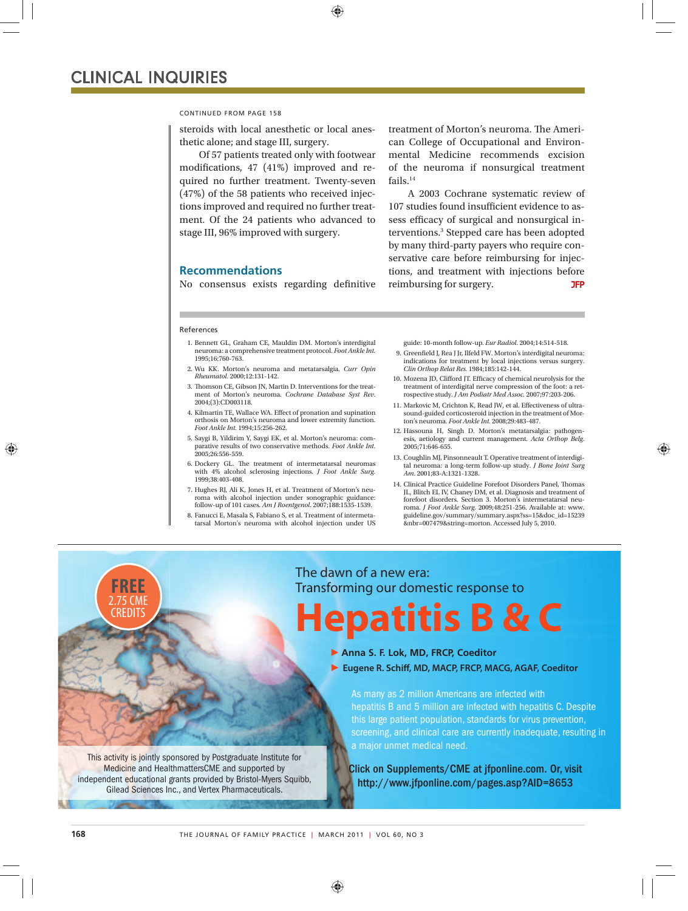CONTINUED FROM PAGE 158

steroids with local anesthetic or local anesthetic alone; and stage III, surgery.

Of 57 patients treated only with footwear modifications, 47 (41%) improved and required no further treatment. Twenty-seven (47%) of the 58 patients who received injections improved and required no further treatment. Of the 24 patients who advanced to stage III, 96% improved with surgery.

## Recommendations

No consensus exists regarding definitive treatment of Morton's neuroma. The American College of Occupational and Environmental Medicine recommends excision of the neuroma if nonsurgical treatment fails.[14]

A 2003 Cochrane systematic review of 107 studies found insufficient evidence to assess efficacy of surgical and nonsurgical interventions.[3] Stepped care has been adopted by many third-party payers who require conservative care before reimbursing for injections, and treatment with injections before reimbursing for surgery. **JFP**

### References

1. Bennett GL, Graham CE, Mauldin DM. Morton's interdigital neuroma: a comprehensive treatment protocol. *Foot Ankle Int.* 1995;16:760-763.
2. Wu KK. Morton's neuroma and metatarsalgia. *Curr Opin Rheumatol.* 2000;12:131-142.
3. Thomson CE, Gibson JN, Martin D. Interventions for the treatment of Morton's neuroma. *Cochrane Database Syst Rev.* 2004;(3):CD003118.
4. Kilmartin TE, Wallace WA. Effect of pronation and supination orthosis on Morton's neuroma and lower extremity function. *Foot Ankle Int.* 1994;15:256-262.
5. Saygi B, Yildirim Y, Saygi EK, et al. Morton's neuroma: comparative results of two conservative methods. *Foot Ankle Int.* 2005;26:556-559.
6. Dockery GL. The treatment of intermetatarsal neuromas with 4% alcohol sclerosing injections. *J Foot Ankle Surg.* 1999;38:403-408.
7. Hughes RJ, Ali K, Jones H, et al. Treatment of Morton's neuroma with alcohol injection under sonographic guidance: follow-up of 101 cases. *Am J Roentgenol.* 2007;188:1535-1539.
8. Fanucci E, Masala S, Fabiano S, et al. Treatment of intermetatarsal Morton's neuroma with alcohol injection under US guide: 10-month follow-up. *Eur Radiol.* 2004;14:514-518.
9. Greenfield J, Rea J Jr, Ilfeld FW. Morton's interdigital neuroma: indications for treatment by local injections versus surgery. *Clin Orthop Relat Res.* 1984;185:142-144.
10. Mozena JD, Clifford JT. Efficacy of chemical neurolysis for the treatment of interdigital nerve compression of the foot: a retrospective study. *J Am Podiatr Med Assoc.* 2007;97:203-206.
11. Markovic M, Crichton K, Read JW, et al. Effectiveness of ultrasound-guided corticosteroid injection in the treatment of Morton's neuroma. *Foot Ankle Int.* 2008;29:483-487.
12. Hassouna H, Singh D. Morton's metatarsalgia: pathogenesis, aetiology and current management. *Acta Orthop Belg.* 2005;71:646-655.
13. Coughlin MJ, Pinsonneault T. Operative treatment of interdigital neuroma: a long-term follow-up study. *J Bone Joint Surg Am.* 2001;83-A:1321-1328.
14. Clinical Practice Guideline Forefoot Disorders Panel, Thomas JL, Blitch EL IV, Chaney DM, et al. Diagnosis and treatment of forefoot disorders. Section 3. Morton's intermetatarsal neuroma. *J Foot Ankle Surg.* 2009;48:251-256. Available at: www.guideline.gov/summary/summary.aspx?ss=15&doc_id=15239&nbr=007479&string=morton. Accessed July 5, 2010.

---

**FREE** 2.75 CME CREDITS

The dawn of a new era:
Transforming our domestic response to

# Hepatitis B & C

- **Anna S. F. Lok, MD, FRCP, Coeditor**
- **Eugene R. Schiff, MD, MACP, FRCP, MACG, AGAF, Coeditor**

As many as 2 million Americans are infected with hepatitis B and 5 million are infected with hepatitis C. Despite this large patient population, standards for virus prevention, screening, and clinical care are currently inadequate, resulting in a major unmet medical need.

Click on Supplements/CME at jfponline.com. Or, visit http://www.jfponline.com/pages.asp?AID=8653

This activity is jointly sponsored by Postgraduate Institute for Medicine and HealthmattersCME and supported by independent educational grants provided by Bristol-Myers Squibb, Gilead Sciences Inc., and Vertex Pharmaceuticals.